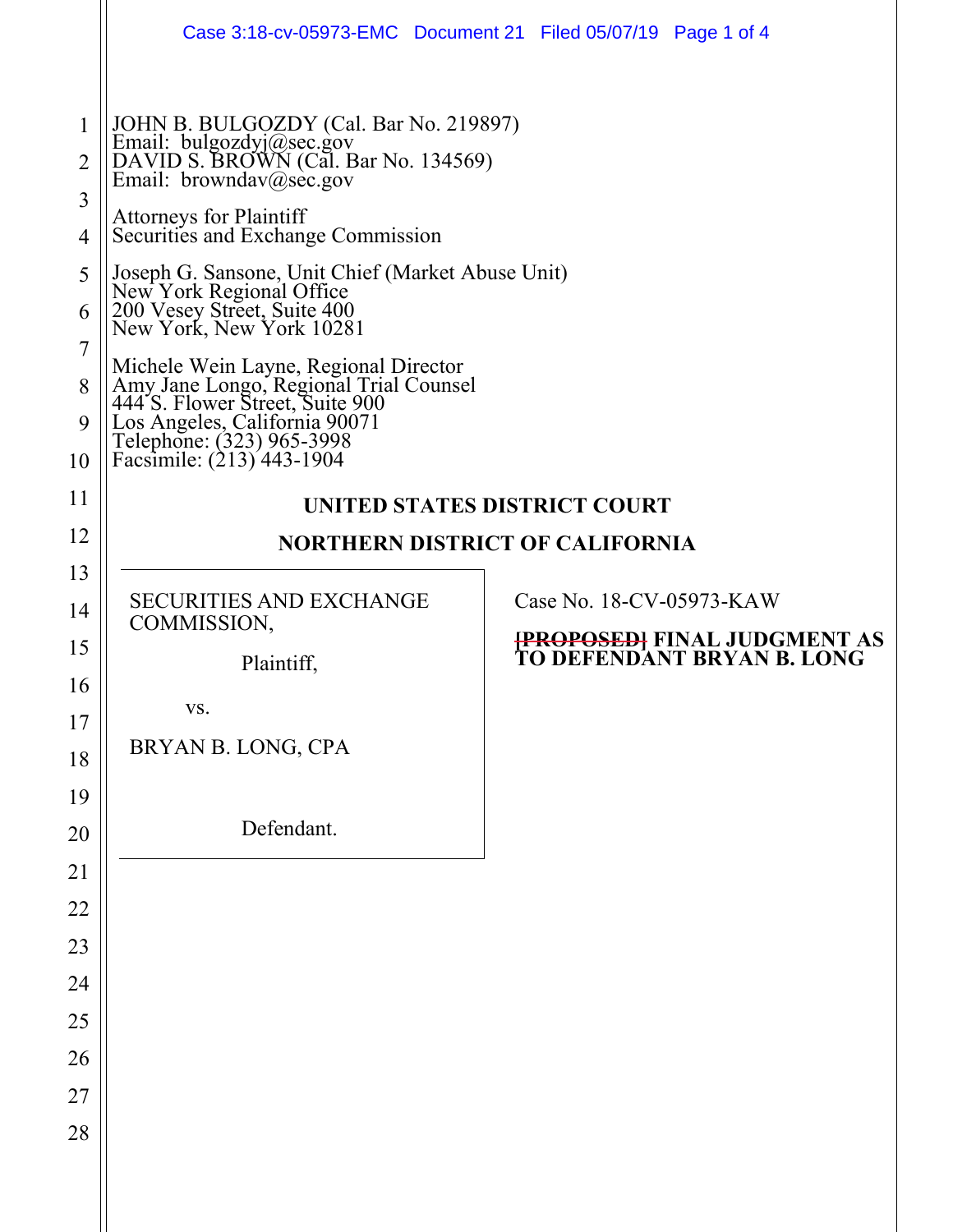JOHN B. BULGOZDY (Cal. Bar No. 219897)
Email: bulgozdyj@sec.gov
DAVID S. BROWN (Cal. Bar No. 134569)
Email: browndav@sec.gov

Attorneys for Plaintiff
Securities and Exchange Commission

Joseph G. Sansone, Unit Chief (Market Abuse Unit)
New York Regional Office
200 Vesey Street, Suite 400
New York, New York 10281

Michele Wein Layne, Regional Director
Amy Jane Longo, Regional Trial Counsel
444 S. Flower Street, Suite 900
Los Angeles, California 90071
Telephone: (323) 965-3998
Facsimile: (213) 443-1904

**UNITED STATES DISTRICT COURT**

**NORTHERN DISTRICT OF CALIFORNIA**

| | |
|---|---|
| SECURITIES AND EXCHANGE COMMISSION,<br><br>Plaintiff,<br><br>vs.<br><br>BRYAN B. LONG, CPA<br><br>Defendant. | Case No. 18-CV-05973-KAW<br><br>**~~[PROPOSED]~~ FINAL JUDGMENT AS TO DEFENDANT BRYAN B. LONG** |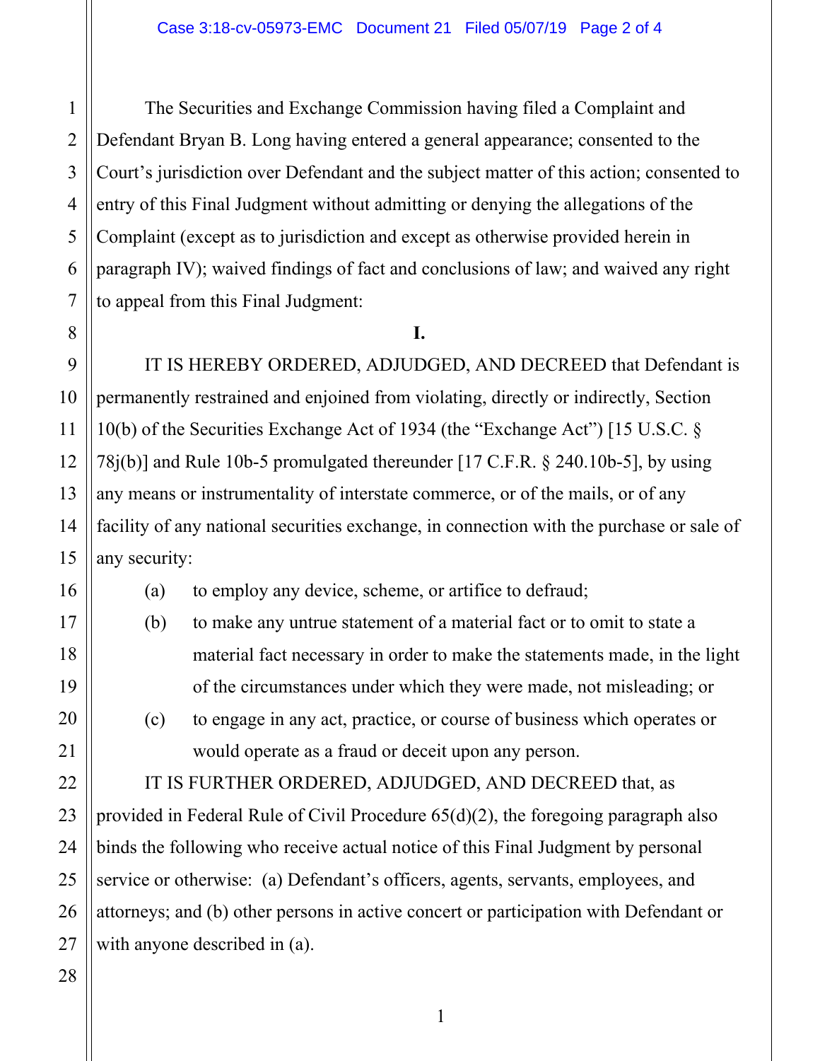The Securities and Exchange Commission having filed a Complaint and Defendant Bryan B. Long having entered a general appearance; consented to the Court's jurisdiction over Defendant and the subject matter of this action; consented to entry of this Final Judgment without admitting or denying the allegations of the Complaint (except as to jurisdiction and except as otherwise provided herein in paragraph IV); waived findings of fact and conclusions of law; and waived any right to appeal from this Final Judgment:

**I.**

IT IS HEREBY ORDERED, ADJUDGED, AND DECREED that Defendant is permanently restrained and enjoined from violating, directly or indirectly, Section 10(b) of the Securities Exchange Act of 1934 (the "Exchange Act") [15 U.S.C. § 78j(b)] and Rule 10b-5 promulgated thereunder [17 C.F.R. § 240.10b-5], by using any means or instrumentality of interstate commerce, or of the mails, or of any facility of any national securities exchange, in connection with the purchase or sale of any security:

(a) to employ any device, scheme, or artifice to defraud;

(b) to make any untrue statement of a material fact or to omit to state a material fact necessary in order to make the statements made, in the light of the circumstances under which they were made, not misleading; or

(c) to engage in any act, practice, or course of business which operates or would operate as a fraud or deceit upon any person.

IT IS FURTHER ORDERED, ADJUDGED, AND DECREED that, as provided in Federal Rule of Civil Procedure 65(d)(2), the foregoing paragraph also binds the following who receive actual notice of this Final Judgment by personal service or otherwise: (a) Defendant's officers, agents, servants, employees, and attorneys; and (b) other persons in active concert or participation with Defendant or with anyone described in (a).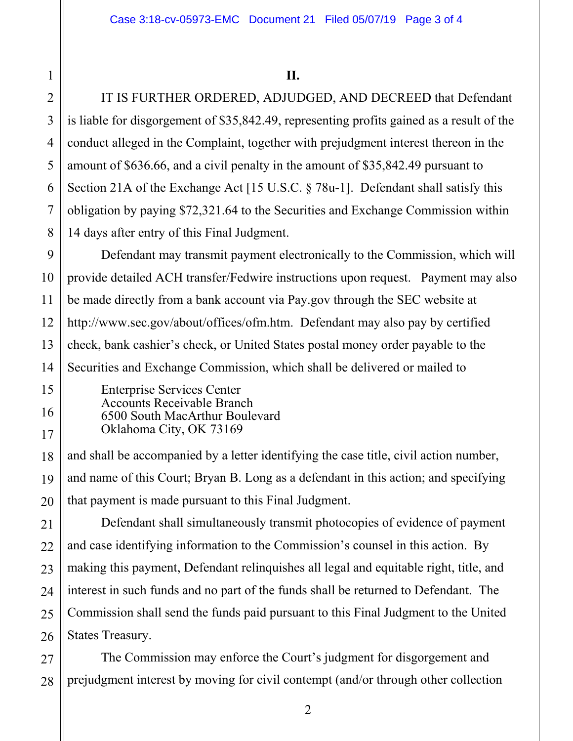**II.**

IT IS FURTHER ORDERED, ADJUDGED, AND DECREED that Defendant is liable for disgorgement of $35,842.49, representing profits gained as a result of the conduct alleged in the Complaint, together with prejudgment interest thereon in the amount of $636.66, and a civil penalty in the amount of $35,842.49 pursuant to Section 21A of the Exchange Act [15 U.S.C. § 78u-1]. Defendant shall satisfy this obligation by paying $72,321.64 to the Securities and Exchange Commission within 14 days after entry of this Final Judgment.

Defendant may transmit payment electronically to the Commission, which will provide detailed ACH transfer/Fedwire instructions upon request. Payment may also be made directly from a bank account via Pay.gov through the SEC website at http://www.sec.gov/about/offices/ofm.htm. Defendant may also pay by certified check, bank cashier's check, or United States postal money order payable to the Securities and Exchange Commission, which shall be delivered or mailed to

Enterprise Services Center
Accounts Receivable Branch
6500 South MacArthur Boulevard
Oklahoma City, OK 73169

and shall be accompanied by a letter identifying the case title, civil action number, and name of this Court; Bryan B. Long as a defendant in this action; and specifying that payment is made pursuant to this Final Judgment.

Defendant shall simultaneously transmit photocopies of evidence of payment and case identifying information to the Commission's counsel in this action. By making this payment, Defendant relinquishes all legal and equitable right, title, and interest in such funds and no part of the funds shall be returned to Defendant. The Commission shall send the funds paid pursuant to this Final Judgment to the United States Treasury.

The Commission may enforce the Court's judgment for disgorgement and prejudgment interest by moving for civil contempt (and/or through other collection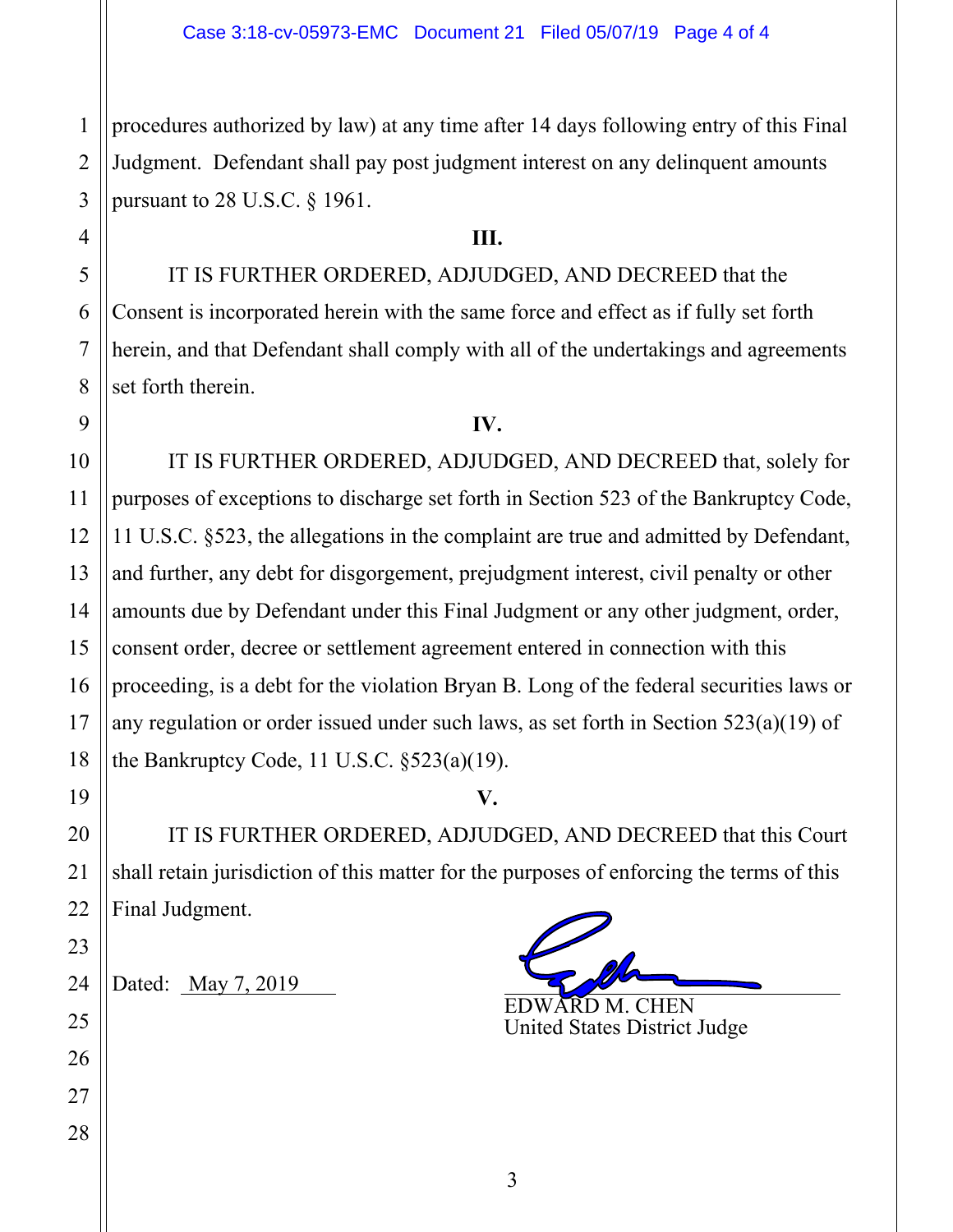procedures authorized by law) at any time after 14 days following entry of this Final Judgment. Defendant shall pay post judgment interest on any delinquent amounts pursuant to 28 U.S.C. § 1961.

**III.**

IT IS FURTHER ORDERED, ADJUDGED, AND DECREED that the Consent is incorporated herein with the same force and effect as if fully set forth herein, and that Defendant shall comply with all of the undertakings and agreements set forth therein.

**IV.**

IT IS FURTHER ORDERED, ADJUDGED, AND DECREED that, solely for purposes of exceptions to discharge set forth in Section 523 of the Bankruptcy Code, 11 U.S.C. §523, the allegations in the complaint are true and admitted by Defendant, and further, any debt for disgorgement, prejudgment interest, civil penalty or other amounts due by Defendant under this Final Judgment or any other judgment, order, consent order, decree or settlement agreement entered in connection with this proceeding, is a debt for the violation Bryan B. Long of the federal securities laws or any regulation or order issued under such laws, as set forth in Section 523(a)(19) of the Bankruptcy Code, 11 U.S.C. §523(a)(19).

**V.**

IT IS FURTHER ORDERED, ADJUDGED, AND DECREED that this Court shall retain jurisdiction of this matter for the purposes of enforcing the terms of this Final Judgment.

Dated: May 7, 2019

EDWARD M. CHEN
United States District Judge